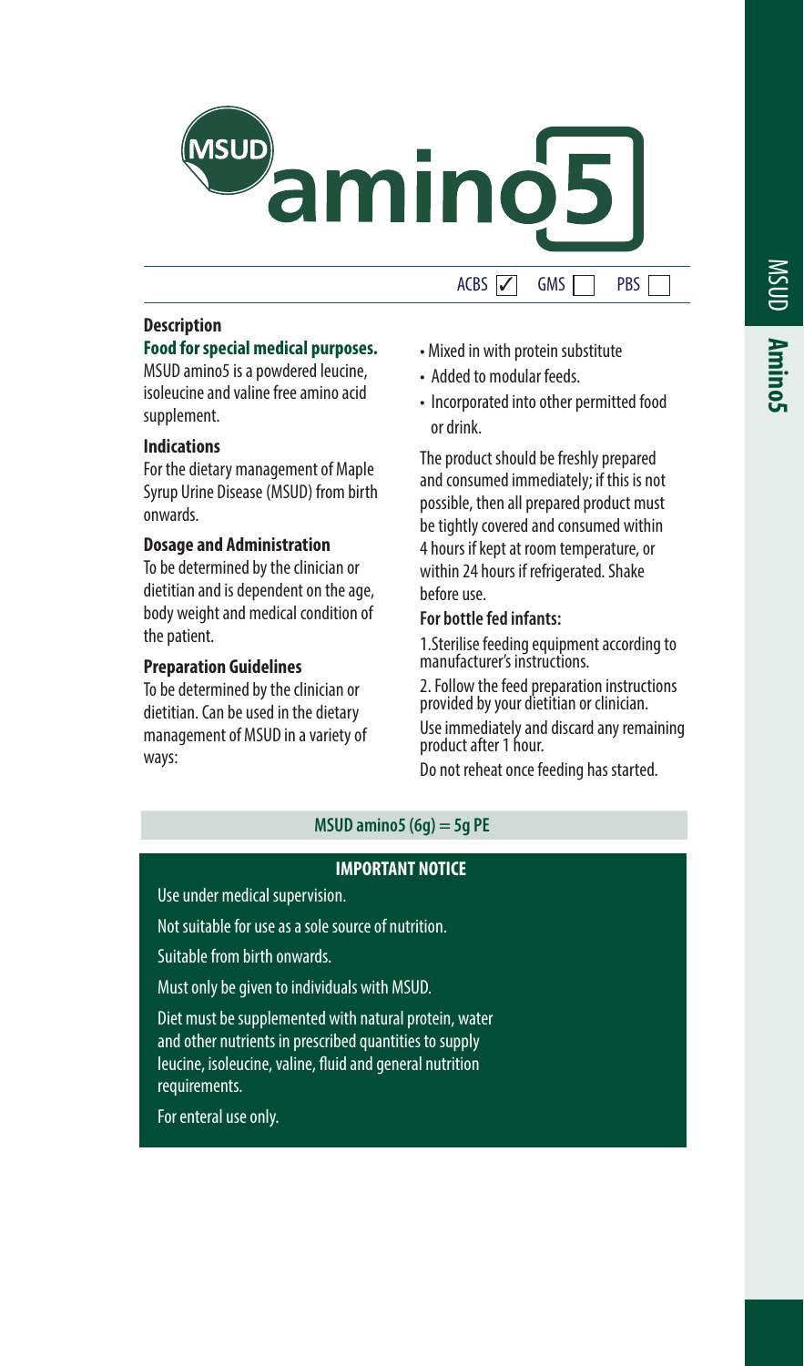# MSUD amino5

ACBS ☑ GMS ☐ PBS ☐

### Description

**Food for special medical purposes.**

MSUD amino5 is a powdered leucine, isoleucine and valine free amino acid supplement.

### Indications

For the dietary management of Maple Syrup Urine Disease (MSUD) from birth onwards.

### Dosage and Administration

To be determined by the clinician or dietitian and is dependent on the age, body weight and medical condition of the patient.

### Preparation Guidelines

To be determined by the clinician or dietitian. Can be used in the dietary management of MSUD in a variety of ways:

- Mixed in with protein substitute
- Added to modular feeds.
- Incorporated into other permitted food or drink.

The product should be freshly prepared and consumed immediately; if this is not possible, then all prepared product must be tightly covered and consumed within 4 hours if kept at room temperature, or within 24 hours if refrigerated. Shake before use.

**For bottle fed infants:**

1. Sterilise feeding equipment according to manufacturer's instructions.
2. Follow the feed preparation instructions provided by your dietitian or clinician.

Use immediately and discard any remaining product after 1 hour.

Do not reheat once feeding has started.

**MSUD amino5 (6g) = 5g PE**

**IMPORTANT NOTICE**

Use under medical supervision.

Not suitable for use as a sole source of nutrition.

Suitable from birth onwards.

Must only be given to individuals with MSUD.

Diet must be supplemented with natural protein, water and other nutrients in prescribed quantities to supply leucine, isoleucine, valine, fluid and general nutrition requirements.

For enteral use only.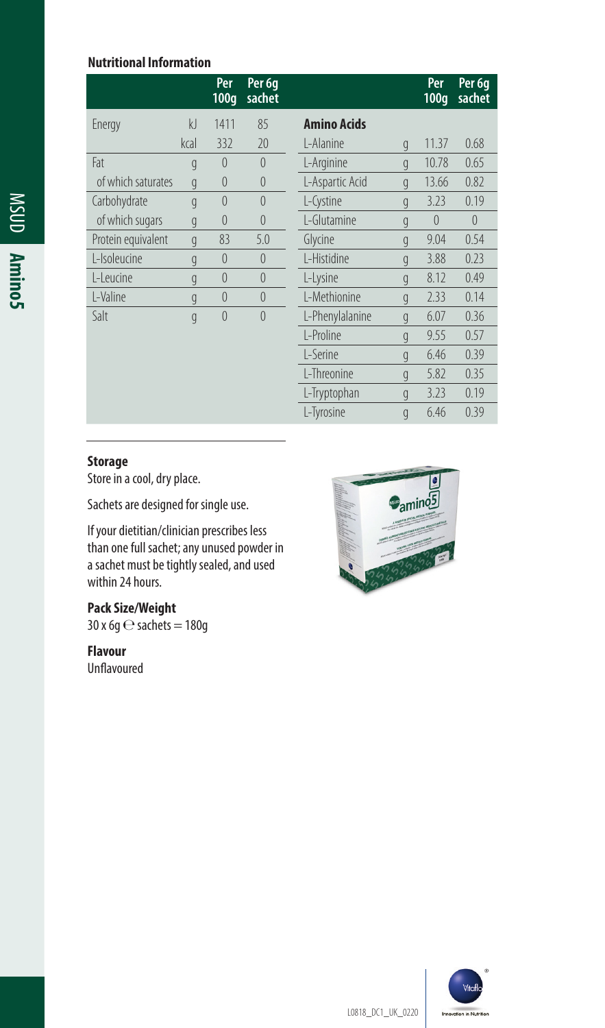### Nutritional Information

| | | Per 100g | Per 6g sachet |
|---|---|---|---|
| Energy | kJ | 1411 | 85 |
| | kcal | 332 | 20 |
| Fat | g | 0 | 0 |
| of which saturates | g | 0 | 0 |
| Carbohydrate | g | 0 | 0 |
| of which sugars | g | 0 | 0 |
| Protein equivalent | g | 83 | 5.0 |
| L-Isoleucine | g | 0 | 0 |
| L-Leucine | g | 0 | 0 |
| L-Valine | g | 0 | 0 |
| Salt | g | 0 | 0 |

| | | Per 100g | Per 6g sachet |
|---|---|---|---|
| **Amino Acids** | | | |
| L-Alanine | g | 11.37 | 0.68 |
| L-Arginine | g | 10.78 | 0.65 |
| L-Aspartic Acid | g | 13.66 | 0.82 |
| L-Cystine | g | 3.23 | 0.19 |
| L-Glutamine | g | 0 | 0 |
| Glycine | g | 9.04 | 0.54 |
| L-Histidine | g | 3.88 | 0.23 |
| L-Lysine | g | 8.12 | 0.49 |
| L-Methionine | g | 2.33 | 0.14 |
| L-Phenylalanine | g | 6.07 | 0.36 |
| L-Proline | g | 9.55 | 0.57 |
| L-Serine | g | 6.46 | 0.39 |
| L-Threonine | g | 5.82 | 0.35 |
| L-Tryptophan | g | 3.23 | 0.19 |
| L-Tyrosine | g | 6.46 | 0.39 |

**Storage**

Store in a cool, dry place.

Sachets are designed for single use.

If your dietitian/clinician prescribes less than one full sachet; any unused powder in a sachet must be tightly sealed, and used within 24 hours.

**Pack Size/Weight**

30 x 6g ℮ sachets = 180g

**Flavour**

Unflavoured

L0818_DC1_UK_0220